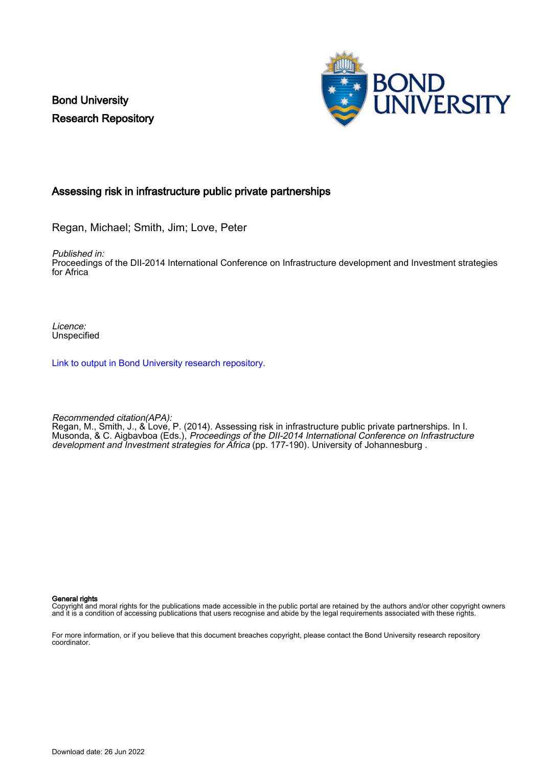Bond University
Research Repository

## Assessing risk in infrastructure public private partnerships

Regan, Michael; Smith, Jim; Love, Peter

*Published in:*
Proceedings of the DII-2014 International Conference on Infrastructure development and Investment strategies for Africa

*Licence:*
Unspecified

Link to output in Bond University research repository.

*Recommended citation(APA):*
Regan, M., Smith, J., & Love, P. (2014). Assessing risk in infrastructure public private partnerships. In I. Musonda, & C. Aigbavboa (Eds.), *Proceedings of the DII-2014 International Conference on Infrastructure development and Investment strategies for Africa* (pp. 177-190). University of Johannesburg .

**General rights**
Copyright and moral rights for the publications made accessible in the public portal are retained by the authors and/or other copyright owners and it is a condition of accessing publications that users recognise and abide by the legal requirements associated with these rights.

For more information, or if you believe that this document breaches copyright, please contact the Bond University research repository coordinator.

Download date: 26 Jun 2022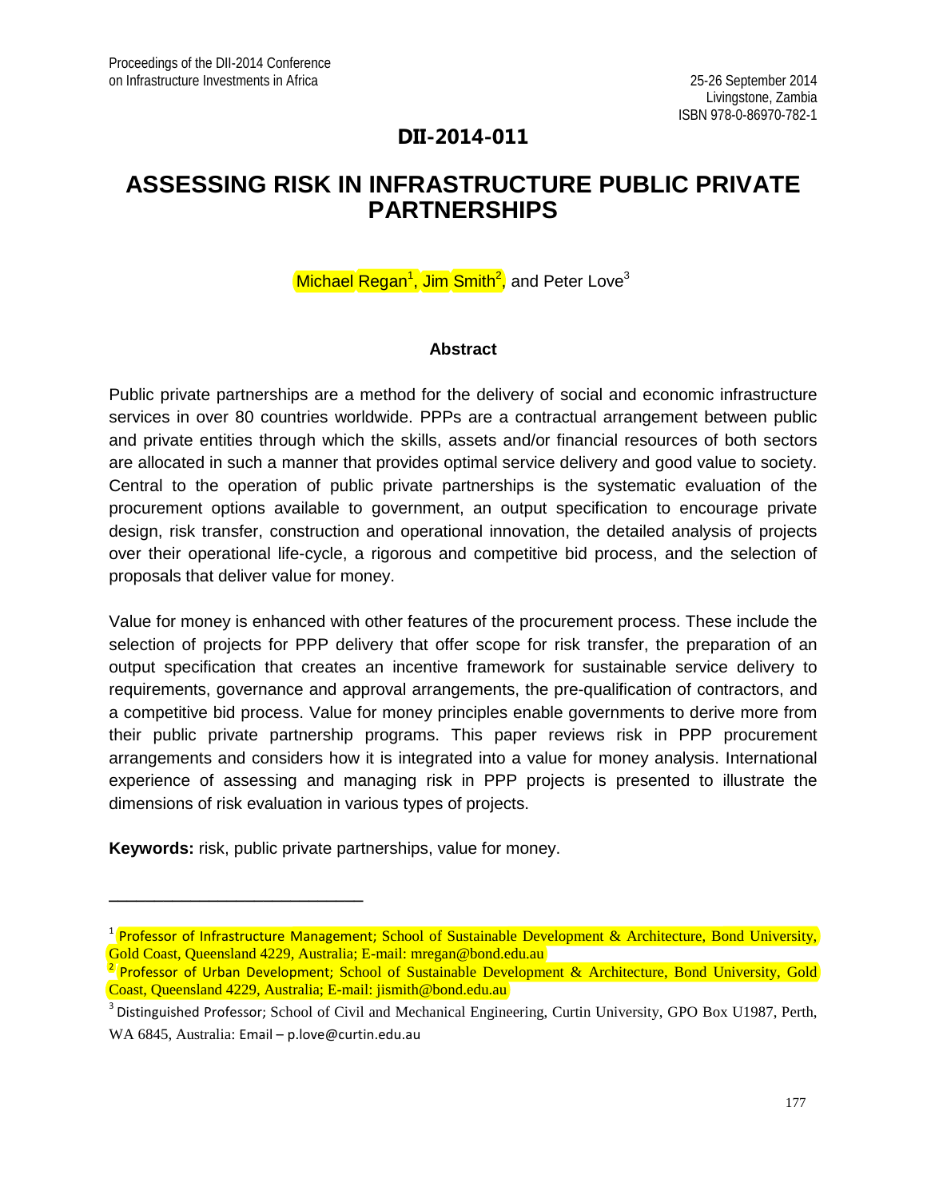DII-2014-011

# ASSESSING RISK IN INFRASTRUCTURE PUBLIC PRIVATE PARTNERSHIPS

Michael Regan[1], Jim Smith[2], and Peter Love[3]

### Abstract

Public private partnerships are a method for the delivery of social and economic infrastructure services in over 80 countries worldwide. PPPs are a contractual arrangement between public and private entities through which the skills, assets and/or financial resources of both sectors are allocated in such a manner that provides optimal service delivery and good value to society. Central to the operation of public private partnerships is the systematic evaluation of the procurement options available to government, an output specification to encourage private design, risk transfer, construction and operational innovation, the detailed analysis of projects over their operational life-cycle, a rigorous and competitive bid process, and the selection of proposals that deliver value for money.

Value for money is enhanced with other features of the procurement process. These include the selection of projects for PPP delivery that offer scope for risk transfer, the preparation of an output specification that creates an incentive framework for sustainable service delivery to requirements, governance and approval arrangements, the pre-qualification of contractors, and a competitive bid process. Value for money principles enable governments to derive more from their public private partnership programs. This paper reviews risk in PPP procurement arrangements and considers how it is integrated into a value for money analysis. International experience of assessing and managing risk in PPP projects is presented to illustrate the dimensions of risk evaluation in various types of projects.

**Keywords:** risk, public private partnerships, value for money.

---

[1] Professor of Infrastructure Management; School of Sustainable Development & Architecture, Bond University, Gold Coast, Queensland 4229, Australia; E-mail: mregan@bond.edu.au

[2] Professor of Urban Development; School of Sustainable Development & Architecture, Bond University, Gold Coast, Queensland 4229, Australia; E-mail: jismith@bond.edu.au

[3] Distinguished Professor; School of Civil and Mechanical Engineering, Curtin University, GPO Box U1987, Perth, WA 6845, Australia: Email – p.love@curtin.edu.au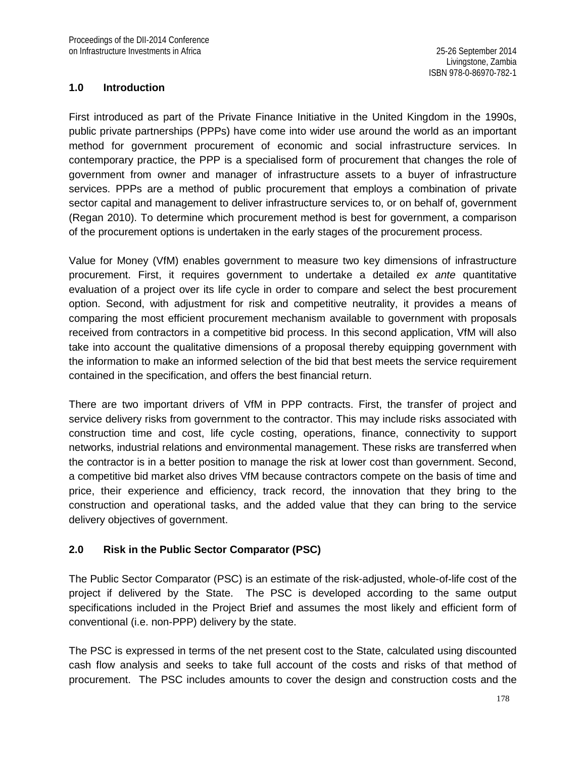## 1.0 Introduction

First introduced as part of the Private Finance Initiative in the United Kingdom in the 1990s, public private partnerships (PPPs) have come into wider use around the world as an important method for government procurement of economic and social infrastructure services. In contemporary practice, the PPP is a specialised form of procurement that changes the role of government from owner and manager of infrastructure assets to a buyer of infrastructure services. PPPs are a method of public procurement that employs a combination of private sector capital and management to deliver infrastructure services to, or on behalf of, government (Regan 2010). To determine which procurement method is best for government, a comparison of the procurement options is undertaken in the early stages of the procurement process.

Value for Money (VfM) enables government to measure two key dimensions of infrastructure procurement. First, it requires government to undertake a detailed *ex ante* quantitative evaluation of a project over its life cycle in order to compare and select the best procurement option. Second, with adjustment for risk and competitive neutrality, it provides a means of comparing the most efficient procurement mechanism available to government with proposals received from contractors in a competitive bid process. In this second application, VfM will also take into account the qualitative dimensions of a proposal thereby equipping government with the information to make an informed selection of the bid that best meets the service requirement contained in the specification, and offers the best financial return.

There are two important drivers of VfM in PPP contracts. First, the transfer of project and service delivery risks from government to the contractor. This may include risks associated with construction time and cost, life cycle costing, operations, finance, connectivity to support networks, industrial relations and environmental management. These risks are transferred when the contractor is in a better position to manage the risk at lower cost than government. Second, a competitive bid market also drives VfM because contractors compete on the basis of time and price, their experience and efficiency, track record, the innovation that they bring to the construction and operational tasks, and the added value that they can bring to the service delivery objectives of government.

## 2.0 Risk in the Public Sector Comparator (PSC)

The Public Sector Comparator (PSC) is an estimate of the risk-adjusted, whole-of-life cost of the project if delivered by the State. The PSC is developed according to the same output specifications included in the Project Brief and assumes the most likely and efficient form of conventional (i.e. non-PPP) delivery by the state.

The PSC is expressed in terms of the net present cost to the State, calculated using discounted cash flow analysis and seeks to take full account of the costs and risks of that method of procurement. The PSC includes amounts to cover the design and construction costs and the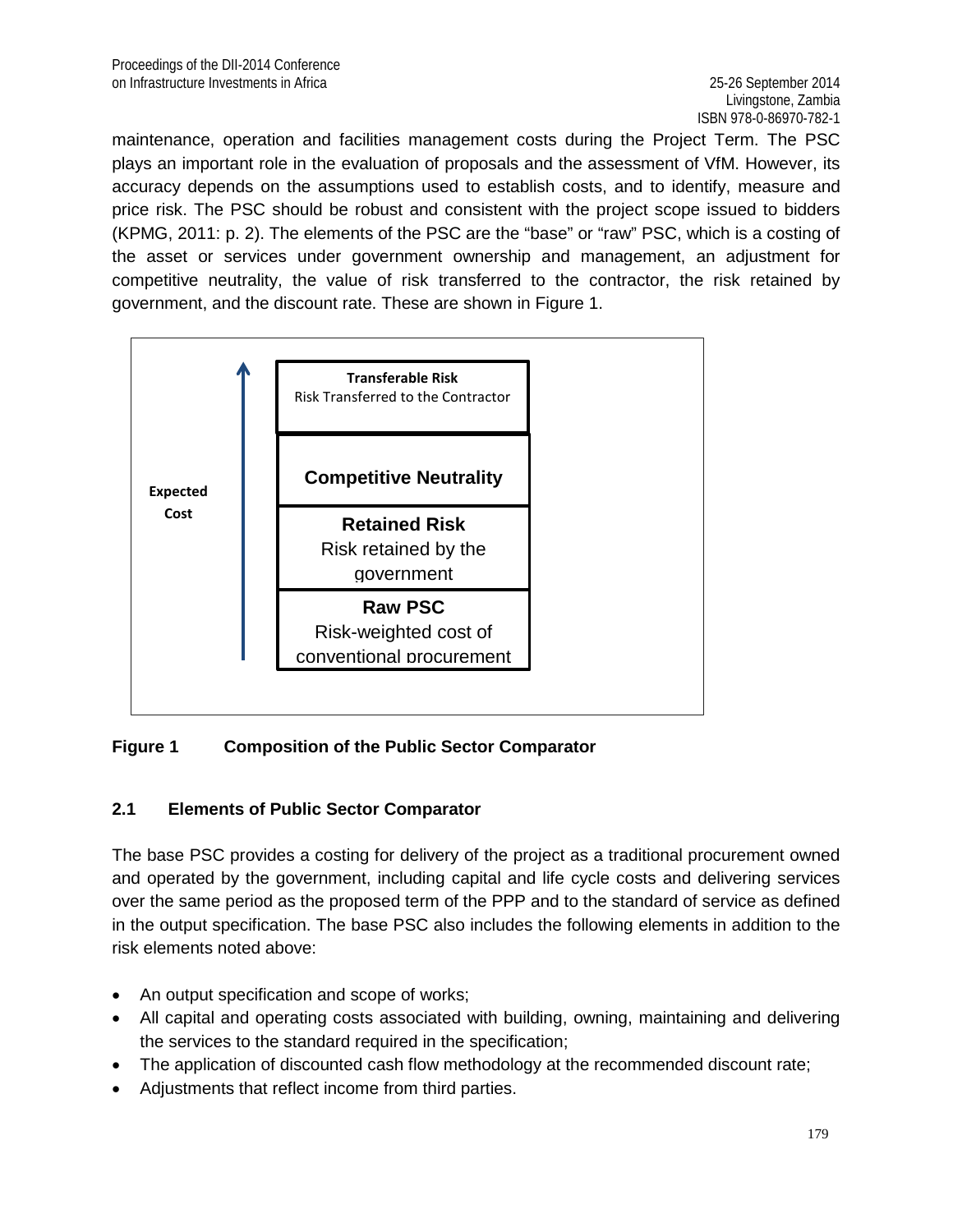maintenance, operation and facilities management costs during the Project Term. The PSC plays an important role in the evaluation of proposals and the assessment of VfM. However, its accuracy depends on the assumptions used to establish costs, and to identify, measure and price risk. The PSC should be robust and consistent with the project scope issued to bidders (KPMG, 2011: p. 2). The elements of the PSC are the "base" or "raw" PSC, which is a costing of the asset or services under government ownership and management, an adjustment for competitive neutrality, the value of risk transferred to the contractor, the risk retained by government, and the discount rate. These are shown in Figure 1.

Expected Cost

**Transferable Risk**
Risk Transferred to the Contractor

**Competitive Neutrality**

**Retained Risk**
Risk retained by the government

**Raw PSC**
Risk-weighted cost of conventional procurement

**Figure 1 Composition of the Public Sector Comparator**

### 2.1 Elements of Public Sector Comparator

The base PSC provides a costing for delivery of the project as a traditional procurement owned and operated by the government, including capital and life cycle costs and delivering services over the same period as the proposed term of the PPP and to the standard of service as defined in the output specification. The base PSC also includes the following elements in addition to the risk elements noted above:

- An output specification and scope of works;
- All capital and operating costs associated with building, owning, maintaining and delivering the services to the standard required in the specification;
- The application of discounted cash flow methodology at the recommended discount rate;
- Adjustments that reflect income from third parties.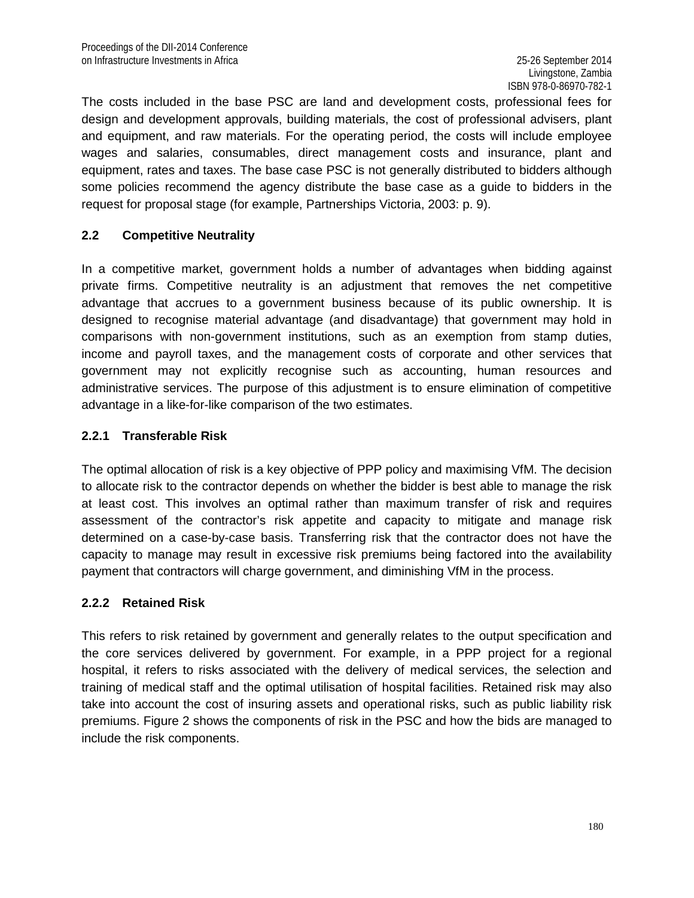The costs included in the base PSC are land and development costs, professional fees for design and development approvals, building materials, the cost of professional advisers, plant and equipment, and raw materials. For the operating period, the costs will include employee wages and salaries, consumables, direct management costs and insurance, plant and equipment, rates and taxes. The base case PSC is not generally distributed to bidders although some policies recommend the agency distribute the base case as a guide to bidders in the request for proposal stage (for example, Partnerships Victoria, 2003: p. 9).

## 2.2 Competitive Neutrality

In a competitive market, government holds a number of advantages when bidding against private firms. Competitive neutrality is an adjustment that removes the net competitive advantage that accrues to a government business because of its public ownership. It is designed to recognise material advantage (and disadvantage) that government may hold in comparisons with non-government institutions, such as an exemption from stamp duties, income and payroll taxes, and the management costs of corporate and other services that government may not explicitly recognise such as accounting, human resources and administrative services. The purpose of this adjustment is to ensure elimination of competitive advantage in a like-for-like comparison of the two estimates.

### 2.2.1 Transferable Risk

The optimal allocation of risk is a key objective of PPP policy and maximising VfM. The decision to allocate risk to the contractor depends on whether the bidder is best able to manage the risk at least cost. This involves an optimal rather than maximum transfer of risk and requires assessment of the contractor's risk appetite and capacity to mitigate and manage risk determined on a case-by-case basis. Transferring risk that the contractor does not have the capacity to manage may result in excessive risk premiums being factored into the availability payment that contractors will charge government, and diminishing VfM in the process.

### 2.2.2 Retained Risk

This refers to risk retained by government and generally relates to the output specification and the core services delivered by government. For example, in a PPP project for a regional hospital, it refers to risks associated with the delivery of medical services, the selection and training of medical staff and the optimal utilisation of hospital facilities. Retained risk may also take into account the cost of insuring assets and operational risks, such as public liability risk premiums. Figure 2 shows the components of risk in the PSC and how the bids are managed to include the risk components.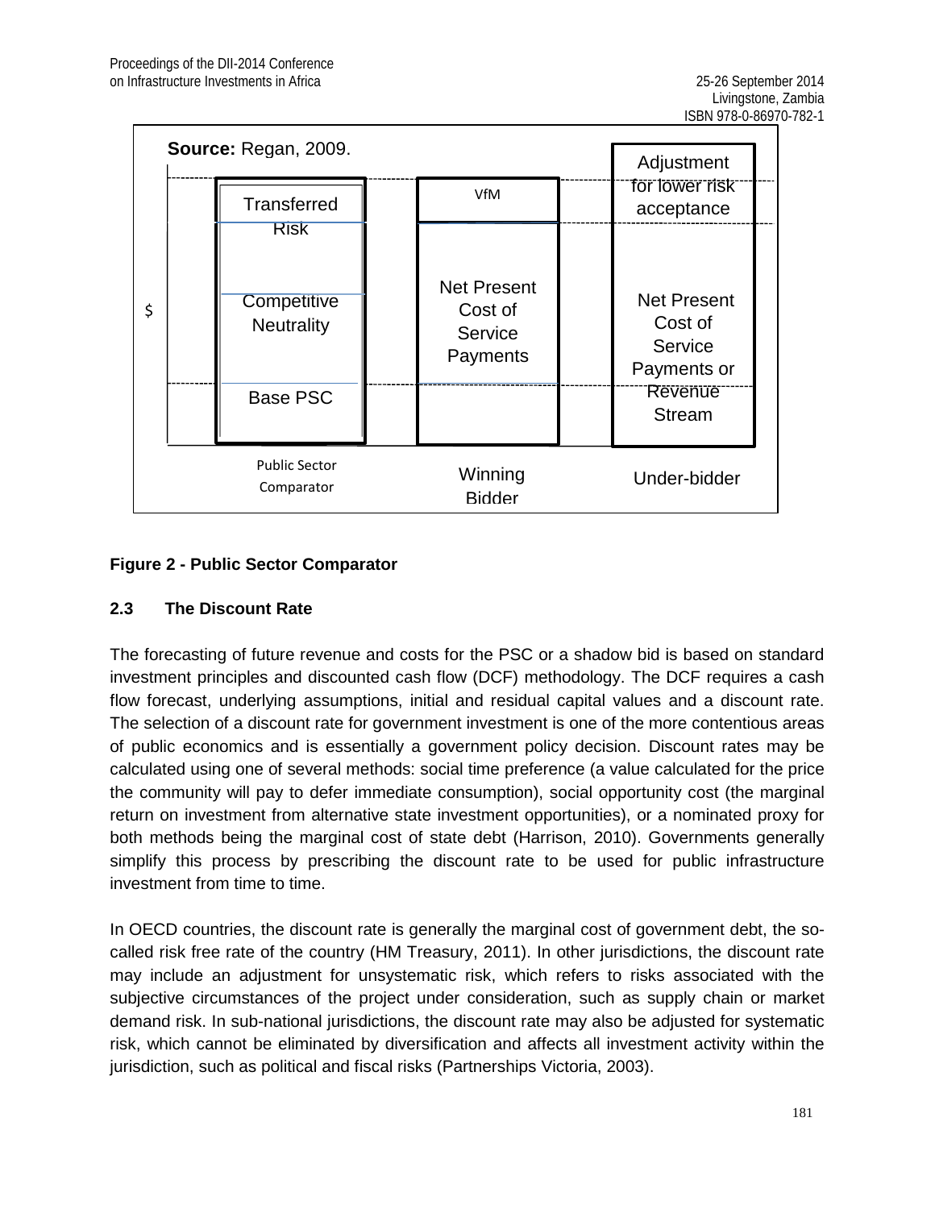**Source:** Regan, 2009.

| Public Sector Comparator | Winning Bidder | Under-bidder |
|---|---|---|
| Transferred Risk | VfM | Adjustment for lower risk acceptance |
| Competitive Neutrality | Net Present Cost of Service Payments | Net Present Cost of Service Payments or Revenue Stream |
| Base PSC | | |

**Figure 2 - Public Sector Comparator**

### 2.3 The Discount Rate

The forecasting of future revenue and costs for the PSC or a shadow bid is based on standard investment principles and discounted cash flow (DCF) methodology. The DCF requires a cash flow forecast, underlying assumptions, initial and residual capital values and a discount rate. The selection of a discount rate for government investment is one of the more contentious areas of public economics and is essentially a government policy decision. Discount rates may be calculated using one of several methods: social time preference (a value calculated for the price the community will pay to defer immediate consumption), social opportunity cost (the marginal return on investment from alternative state investment opportunities), or a nominated proxy for both methods being the marginal cost of state debt (Harrison, 2010). Governments generally simplify this process by prescribing the discount rate to be used for public infrastructure investment from time to time.

In OECD countries, the discount rate is generally the marginal cost of government debt, the so-called risk free rate of the country (HM Treasury, 2011). In other jurisdictions, the discount rate may include an adjustment for unsystematic risk, which refers to risks associated with the subjective circumstances of the project under consideration, such as supply chain or market demand risk. In sub-national jurisdictions, the discount rate may also be adjusted for systematic risk, which cannot be eliminated by diversification and affects all investment activity within the jurisdiction, such as political and fiscal risks (Partnerships Victoria, 2003).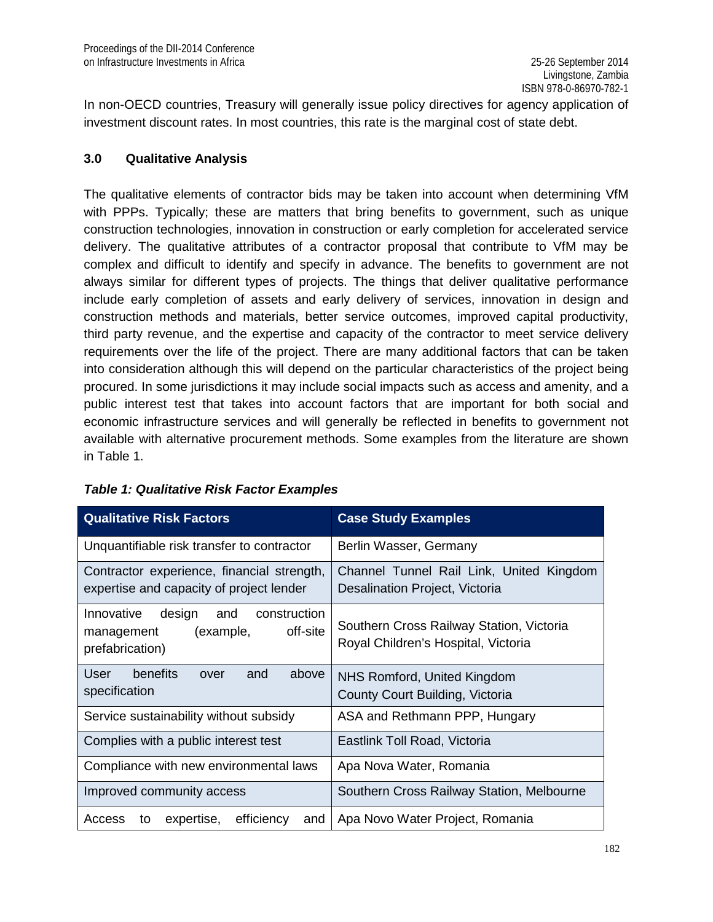In non-OECD countries, Treasury will generally issue policy directives for agency application of investment discount rates. In most countries, this rate is the marginal cost of state debt.

## 3.0 Qualitative Analysis

The qualitative elements of contractor bids may be taken into account when determining VfM with PPPs. Typically; these are matters that bring benefits to government, such as unique construction technologies, innovation in construction or early completion for accelerated service delivery. The qualitative attributes of a contractor proposal that contribute to VfM may be complex and difficult to identify and specify in advance. The benefits to government are not always similar for different types of projects. The things that deliver qualitative performance include early completion of assets and early delivery of services, innovation in design and construction methods and materials, better service outcomes, improved capital productivity, third party revenue, and the expertise and capacity of the contractor to meet service delivery requirements over the life of the project. There are many additional factors that can be taken into consideration although this will depend on the particular characteristics of the project being procured. In some jurisdictions it may include social impacts such as access and amenity, and a public interest test that takes into account factors that are important for both social and economic infrastructure services and will generally be reflected in benefits to government not available with alternative procurement methods. Some examples from the literature are shown in Table 1.

***Table 1: Qualitative Risk Factor Examples***

| Qualitative Risk Factors | Case Study Examples |
|---|---|
| Unquantifiable risk transfer to contractor | Berlin Wasser, Germany |
| Contractor experience, financial strength, expertise and capacity of project lender | Channel Tunnel Rail Link, United Kingdom Desalination Project, Victoria |
| Innovative design and construction management (example, off-site prefabrication) | Southern Cross Railway Station, Victoria Royal Children's Hospital, Victoria |
| User benefits over and above specification | NHS Romford, United Kingdom County Court Building, Victoria |
| Service sustainability without subsidy | ASA and Rethmann PPP, Hungary |
| Complies with a public interest test | Eastlink Toll Road, Victoria |
| Compliance with new environmental laws | Apa Nova Water, Romania |
| Improved community access | Southern Cross Railway Station, Melbourne |
| Access to expertise, efficiency and | Apa Novo Water Project, Romania |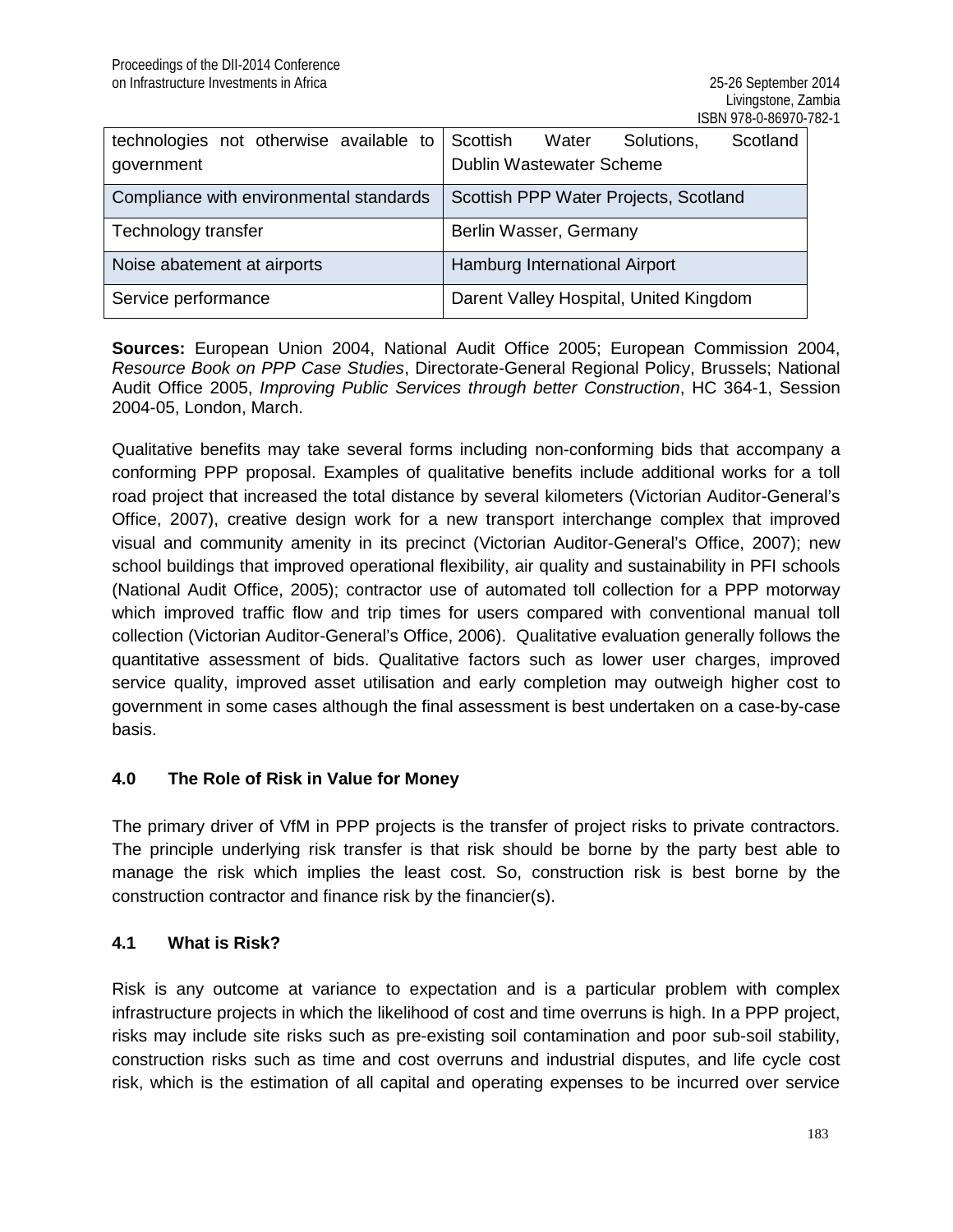| | |
|---|---|
| technologies not otherwise available to government | Scottish Water Solutions, Scotland Dublin Wastewater Scheme |
| Compliance with environmental standards | Scottish PPP Water Projects, Scotland |
| Technology transfer | Berlin Wasser, Germany |
| Noise abatement at airports | Hamburg International Airport |
| Service performance | Darent Valley Hospital, United Kingdom |

**Sources:** European Union 2004, National Audit Office 2005; European Commission 2004, *Resource Book on PPP Case Studies*, Directorate-General Regional Policy, Brussels; National Audit Office 2005, *Improving Public Services through better Construction*, HC 364-1, Session 2004-05, London, March.

Qualitative benefits may take several forms including non-conforming bids that accompany a conforming PPP proposal. Examples of qualitative benefits include additional works for a toll road project that increased the total distance by several kilometers (Victorian Auditor-General's Office, 2007), creative design work for a new transport interchange complex that improved visual and community amenity in its precinct (Victorian Auditor-General's Office, 2007); new school buildings that improved operational flexibility, air quality and sustainability in PFI schools (National Audit Office, 2005); contractor use of automated toll collection for a PPP motorway which improved traffic flow and trip times for users compared with conventional manual toll collection (Victorian Auditor-General's Office, 2006). Qualitative evaluation generally follows the quantitative assessment of bids. Qualitative factors such as lower user charges, improved service quality, improved asset utilisation and early completion may outweigh higher cost to government in some cases although the final assessment is best undertaken on a case-by-case basis.

## 4.0 The Role of Risk in Value for Money

The primary driver of VfM in PPP projects is the transfer of project risks to private contractors. The principle underlying risk transfer is that risk should be borne by the party best able to manage the risk which implies the least cost. So, construction risk is best borne by the construction contractor and finance risk by the financier(s).

### 4.1 What is Risk?

Risk is any outcome at variance to expectation and is a particular problem with complex infrastructure projects in which the likelihood of cost and time overruns is high. In a PPP project, risks may include site risks such as pre-existing soil contamination and poor sub-soil stability, construction risks such as time and cost overruns and industrial disputes, and life cycle cost risk, which is the estimation of all capital and operating expenses to be incurred over service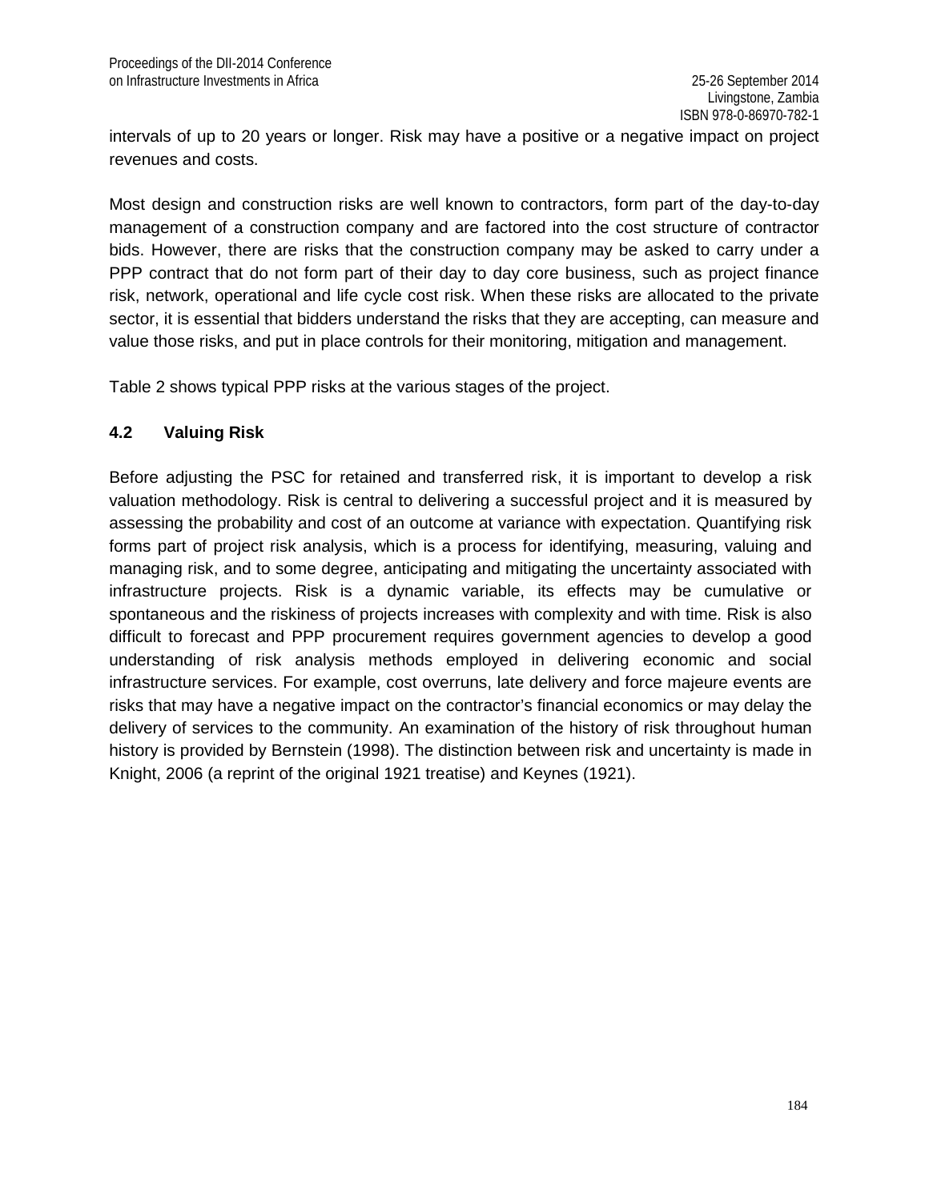intervals of up to 20 years or longer. Risk may have a positive or a negative impact on project revenues and costs.

Most design and construction risks are well known to contractors, form part of the day-to-day management of a construction company and are factored into the cost structure of contractor bids. However, there are risks that the construction company may be asked to carry under a PPP contract that do not form part of their day to day core business, such as project finance risk, network, operational and life cycle cost risk. When these risks are allocated to the private sector, it is essential that bidders understand the risks that they are accepting, can measure and value those risks, and put in place controls for their monitoring, mitigation and management.

Table 2 shows typical PPP risks at the various stages of the project.

### 4.2 Valuing Risk

Before adjusting the PSC for retained and transferred risk, it is important to develop a risk valuation methodology. Risk is central to delivering a successful project and it is measured by assessing the probability and cost of an outcome at variance with expectation. Quantifying risk forms part of project risk analysis, which is a process for identifying, measuring, valuing and managing risk, and to some degree, anticipating and mitigating the uncertainty associated with infrastructure projects. Risk is a dynamic variable, its effects may be cumulative or spontaneous and the riskiness of projects increases with complexity and with time. Risk is also difficult to forecast and PPP procurement requires government agencies to develop a good understanding of risk analysis methods employed in delivering economic and social infrastructure services. For example, cost overruns, late delivery and force majeure events are risks that may have a negative impact on the contractor's financial economics or may delay the delivery of services to the community. An examination of the history of risk throughout human history is provided by Bernstein (1998). The distinction between risk and uncertainty is made in Knight, 2006 (a reprint of the original 1921 treatise) and Keynes (1921).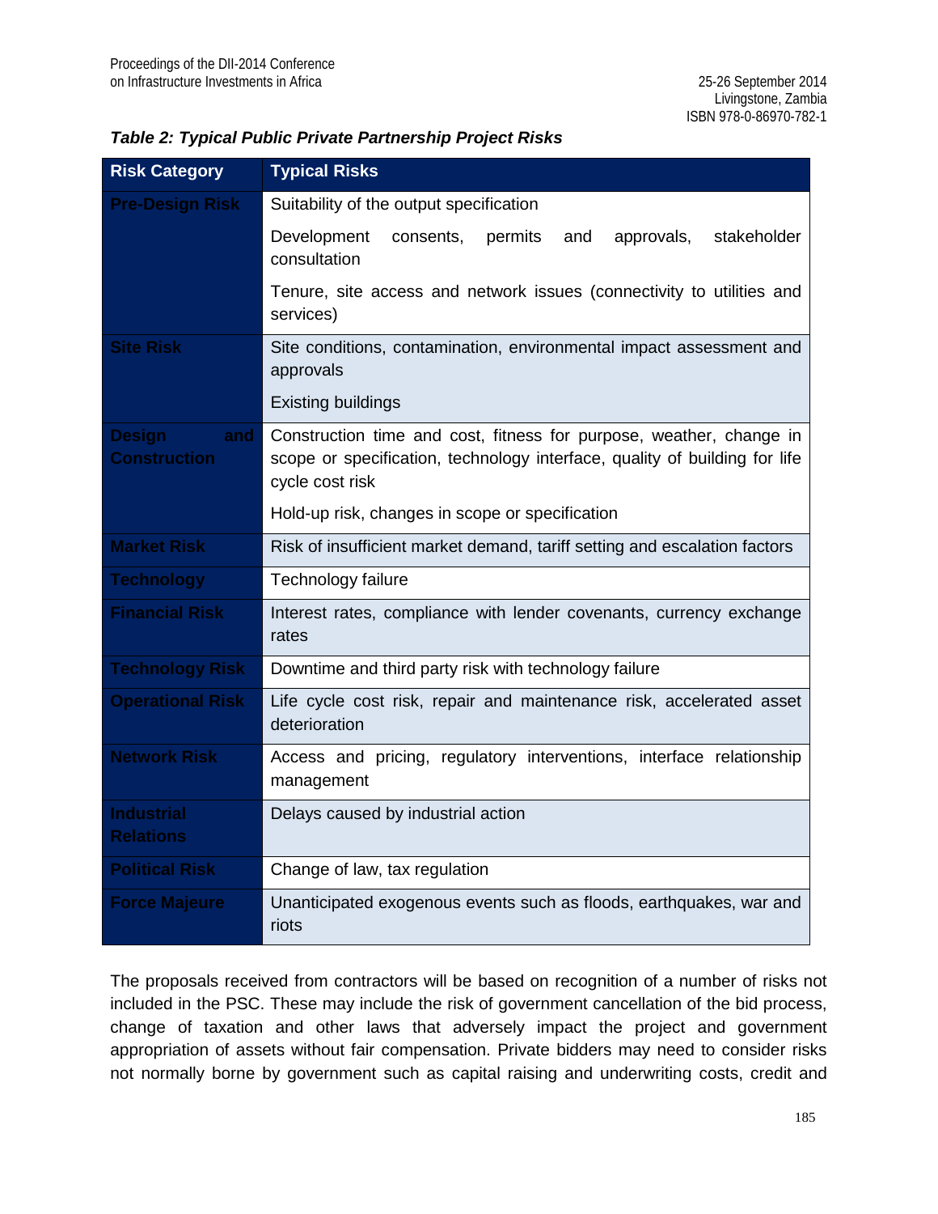***Table 2: Typical Public Private Partnership Project Risks***

| Risk Category | Typical Risks |
|---|---|
| **Pre-Design Risk** | Suitability of the output specification<br>Development consents, permits and approvals, stakeholder consultation<br>Tenure, site access and network issues (connectivity to utilities and services) |
| **Site Risk** | Site conditions, contamination, environmental impact assessment and approvals<br>Existing buildings |
| **Design and Construction** | Construction time and cost, fitness for purpose, weather, change in scope or specification, technology interface, quality of building for life cycle cost risk<br>Hold-up risk, changes in scope or specification |
| **Market Risk** | Risk of insufficient market demand, tariff setting and escalation factors |
| **Technology** | Technology failure |
| **Financial Risk** | Interest rates, compliance with lender covenants, currency exchange rates |
| **Technology Risk** | Downtime and third party risk with technology failure |
| **Operational Risk** | Life cycle cost risk, repair and maintenance risk, accelerated asset deterioration |
| **Network Risk** | Access and pricing, regulatory interventions, interface relationship management |
| **Industrial Relations** | Delays caused by industrial action |
| **Political Risk** | Change of law, tax regulation |
| **Force Majeure** | Unanticipated exogenous events such as floods, earthquakes, war and riots |

The proposals received from contractors will be based on recognition of a number of risks not included in the PSC. These may include the risk of government cancellation of the bid process, change of taxation and other laws that adversely impact the project and government appropriation of assets without fair compensation. Private bidders may need to consider risks not normally borne by government such as capital raising and underwriting costs, credit and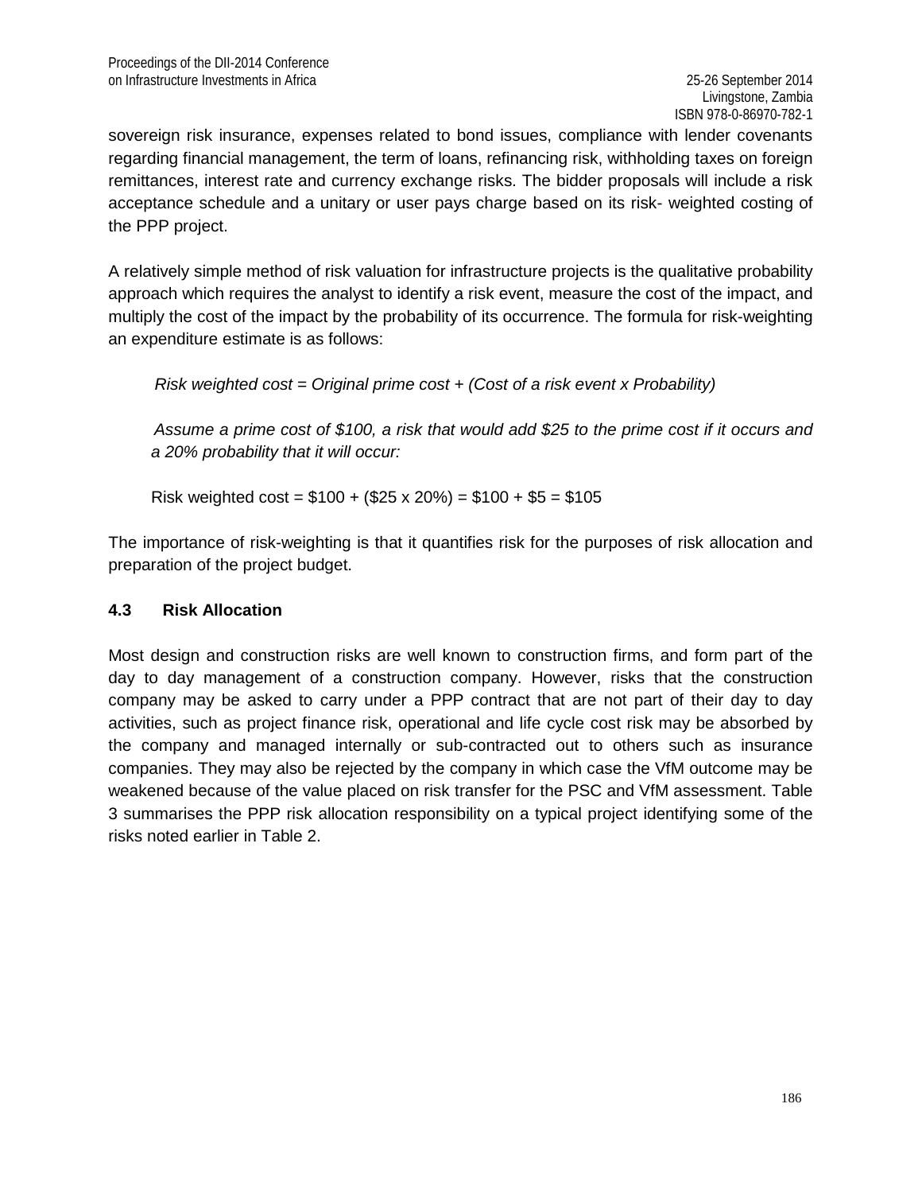sovereign risk insurance, expenses related to bond issues, compliance with lender covenants regarding financial management, the term of loans, refinancing risk, withholding taxes on foreign remittances, interest rate and currency exchange risks. The bidder proposals will include a risk acceptance schedule and a unitary or user pays charge based on its risk- weighted costing of the PPP project.

A relatively simple method of risk valuation for infrastructure projects is the qualitative probability approach which requires the analyst to identify a risk event, measure the cost of the impact, and multiply the cost of the impact by the probability of its occurrence. The formula for risk-weighting an expenditure estimate is as follows:

> *Risk weighted cost = Original prime cost + (Cost of a risk event x Probability)*
>
> *Assume a prime cost of $100, a risk that would add $25 to the prime cost if it occurs and a 20% probability that it will occur:*
>
> Risk weighted cost = $100 + ($25 x 20%) = $100 + $5 = $105

The importance of risk-weighting is that it quantifies risk for the purposes of risk allocation and preparation of the project budget.

### 4.3 Risk Allocation

Most design and construction risks are well known to construction firms, and form part of the day to day management of a construction company. However, risks that the construction company may be asked to carry under a PPP contract that are not part of their day to day activities, such as project finance risk, operational and life cycle cost risk may be absorbed by the company and managed internally or sub-contracted out to others such as insurance companies. They may also be rejected by the company in which case the VfM outcome may be weakened because of the value placed on risk transfer for the PSC and VfM assessment. Table 3 summarises the PPP risk allocation responsibility on a typical project identifying some of the risks noted earlier in Table 2.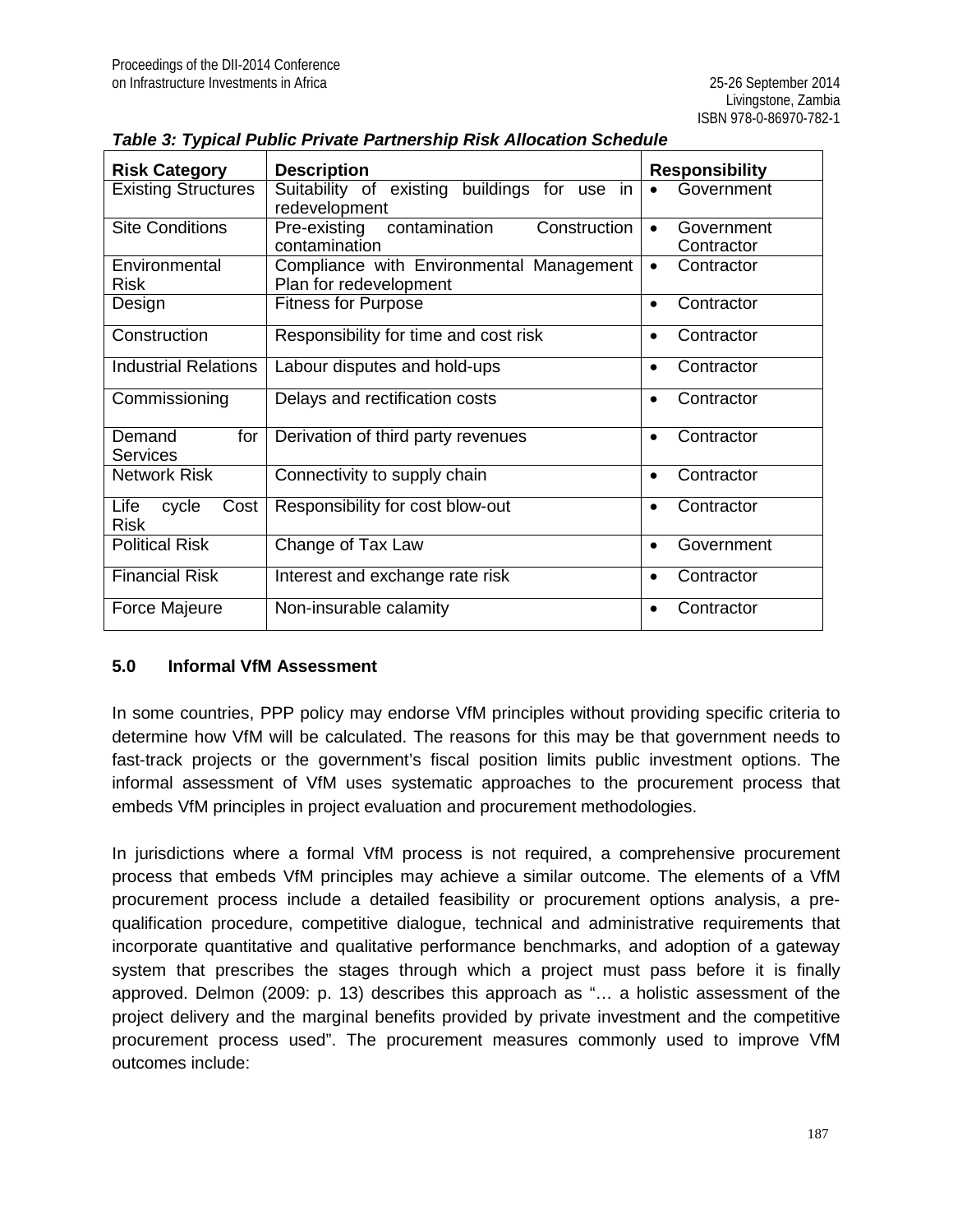*Table 3: Typical Public Private Partnership Risk Allocation Schedule*

| Risk Category | Description | Responsibility |
|---|---|---|
| Existing Structures | Suitability of existing buildings for use in redevelopment | • Government |
| Site Conditions | Pre-existing contamination Construction contamination | • Government Contractor |
| Environmental Risk | Compliance with Environmental Management Plan for redevelopment | • Contractor |
| Design | Fitness for Purpose | • Contractor |
| Construction | Responsibility for time and cost risk | • Contractor |
| Industrial Relations | Labour disputes and hold-ups | • Contractor |
| Commissioning | Delays and rectification costs | • Contractor |
| Demand for Services | Derivation of third party revenues | • Contractor |
| Network Risk | Connectivity to supply chain | • Contractor |
| Life cycle Cost Risk | Responsibility for cost blow-out | • Contractor |
| Political Risk | Change of Tax Law | • Government |
| Financial Risk | Interest and exchange rate risk | • Contractor |
| Force Majeure | Non-insurable calamity | • Contractor |

## 5.0 Informal VfM Assessment

In some countries, PPP policy may endorse VfM principles without providing specific criteria to determine how VfM will be calculated. The reasons for this may be that government needs to fast-track projects or the government's fiscal position limits public investment options. The informal assessment of VfM uses systematic approaches to the procurement process that embeds VfM principles in project evaluation and procurement methodologies.

In jurisdictions where a formal VfM process is not required, a comprehensive procurement process that embeds VfM principles may achieve a similar outcome. The elements of a VfM procurement process include a detailed feasibility or procurement options analysis, a pre-qualification procedure, competitive dialogue, technical and administrative requirements that incorporate quantitative and qualitative performance benchmarks, and adoption of a gateway system that prescribes the stages through which a project must pass before it is finally approved. Delmon (2009: p. 13) describes this approach as "… a holistic assessment of the project delivery and the marginal benefits provided by private investment and the competitive procurement process used". The procurement measures commonly used to improve VfM outcomes include: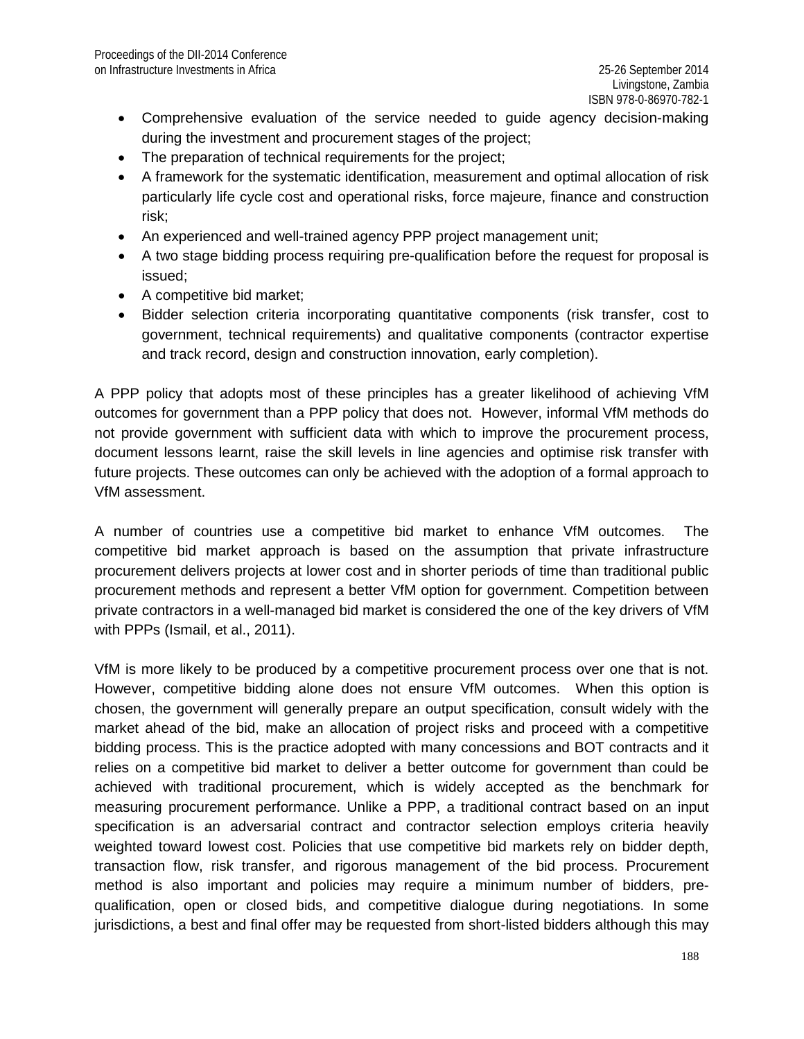- Comprehensive evaluation of the service needed to guide agency decision-making during the investment and procurement stages of the project;
- The preparation of technical requirements for the project;
- A framework for the systematic identification, measurement and optimal allocation of risk particularly life cycle cost and operational risks, force majeure, finance and construction risk;
- An experienced and well-trained agency PPP project management unit;
- A two stage bidding process requiring pre-qualification before the request for proposal is issued;
- A competitive bid market;
- Bidder selection criteria incorporating quantitative components (risk transfer, cost to government, technical requirements) and qualitative components (contractor expertise and track record, design and construction innovation, early completion).

A PPP policy that adopts most of these principles has a greater likelihood of achieving VfM outcomes for government than a PPP policy that does not. However, informal VfM methods do not provide government with sufficient data with which to improve the procurement process, document lessons learnt, raise the skill levels in line agencies and optimise risk transfer with future projects. These outcomes can only be achieved with the adoption of a formal approach to VfM assessment.

A number of countries use a competitive bid market to enhance VfM outcomes. The competitive bid market approach is based on the assumption that private infrastructure procurement delivers projects at lower cost and in shorter periods of time than traditional public procurement methods and represent a better VfM option for government. Competition between private contractors in a well-managed bid market is considered the one of the key drivers of VfM with PPPs (Ismail, et al., 2011).

VfM is more likely to be produced by a competitive procurement process over one that is not. However, competitive bidding alone does not ensure VfM outcomes. When this option is chosen, the government will generally prepare an output specification, consult widely with the market ahead of the bid, make an allocation of project risks and proceed with a competitive bidding process. This is the practice adopted with many concessions and BOT contracts and it relies on a competitive bid market to deliver a better outcome for government than could be achieved with traditional procurement, which is widely accepted as the benchmark for measuring procurement performance. Unlike a PPP, a traditional contract based on an input specification is an adversarial contract and contractor selection employs criteria heavily weighted toward lowest cost. Policies that use competitive bid markets rely on bidder depth, transaction flow, risk transfer, and rigorous management of the bid process. Procurement method is also important and policies may require a minimum number of bidders, pre-qualification, open or closed bids, and competitive dialogue during negotiations. In some jurisdictions, a best and final offer may be requested from short-listed bidders although this may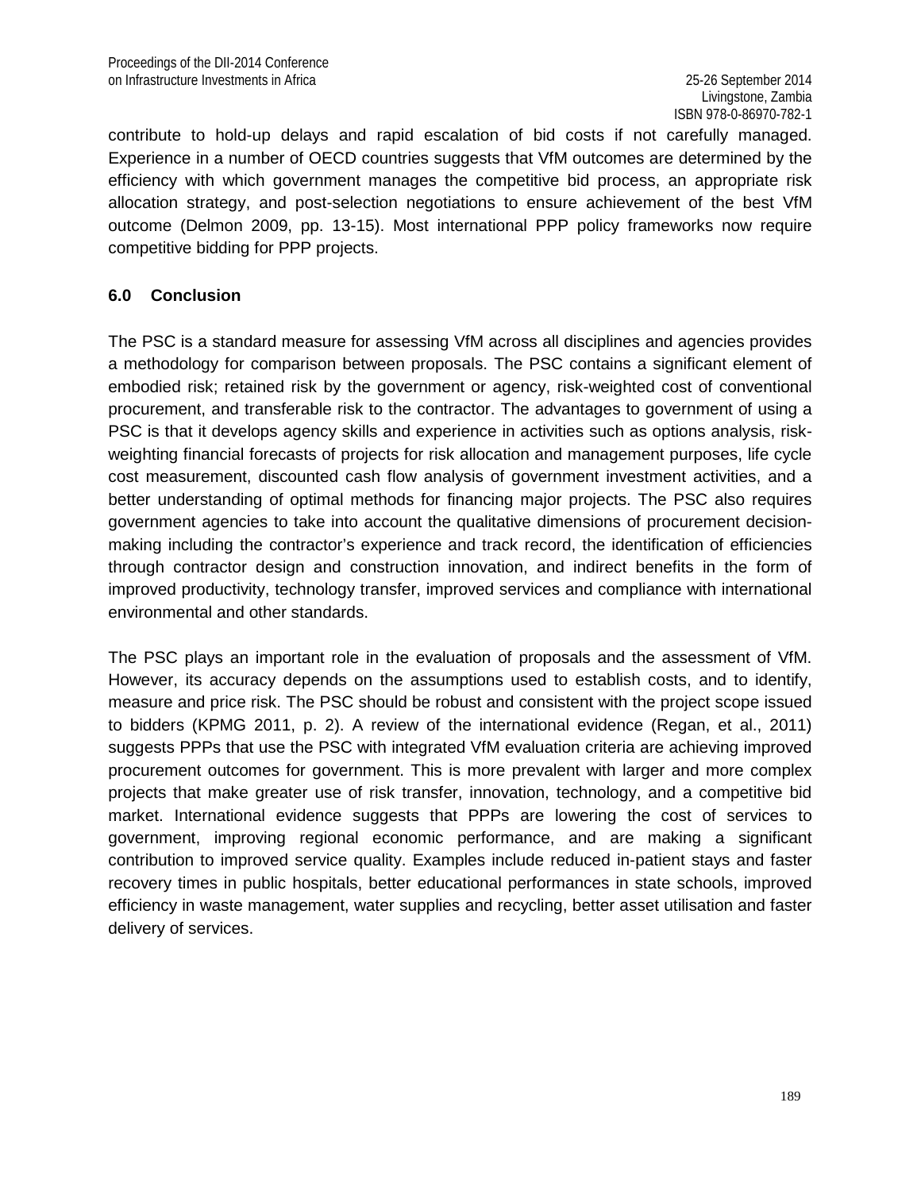contribute to hold-up delays and rapid escalation of bid costs if not carefully managed. Experience in a number of OECD countries suggests that VfM outcomes are determined by the efficiency with which government manages the competitive bid process, an appropriate risk allocation strategy, and post-selection negotiations to ensure achievement of the best VfM outcome (Delmon 2009, pp. 13-15). Most international PPP policy frameworks now require competitive bidding for PPP projects.

## 6.0 Conclusion

The PSC is a standard measure for assessing VfM across all disciplines and agencies provides a methodology for comparison between proposals. The PSC contains a significant element of embodied risk; retained risk by the government or agency, risk-weighted cost of conventional procurement, and transferable risk to the contractor. The advantages to government of using a PSC is that it develops agency skills and experience in activities such as options analysis, risk-weighting financial forecasts of projects for risk allocation and management purposes, life cycle cost measurement, discounted cash flow analysis of government investment activities, and a better understanding of optimal methods for financing major projects. The PSC also requires government agencies to take into account the qualitative dimensions of procurement decision-making including the contractor's experience and track record, the identification of efficiencies through contractor design and construction innovation, and indirect benefits in the form of improved productivity, technology transfer, improved services and compliance with international environmental and other standards.

The PSC plays an important role in the evaluation of proposals and the assessment of VfM. However, its accuracy depends on the assumptions used to establish costs, and to identify, measure and price risk. The PSC should be robust and consistent with the project scope issued to bidders (KPMG 2011, p. 2). A review of the international evidence (Regan, et al., 2011) suggests PPPs that use the PSC with integrated VfM evaluation criteria are achieving improved procurement outcomes for government. This is more prevalent with larger and more complex projects that make greater use of risk transfer, innovation, technology, and a competitive bid market. International evidence suggests that PPPs are lowering the cost of services to government, improving regional economic performance, and are making a significant contribution to improved service quality. Examples include reduced in-patient stays and faster recovery times in public hospitals, better educational performances in state schools, improved efficiency in waste management, water supplies and recycling, better asset utilisation and faster delivery of services.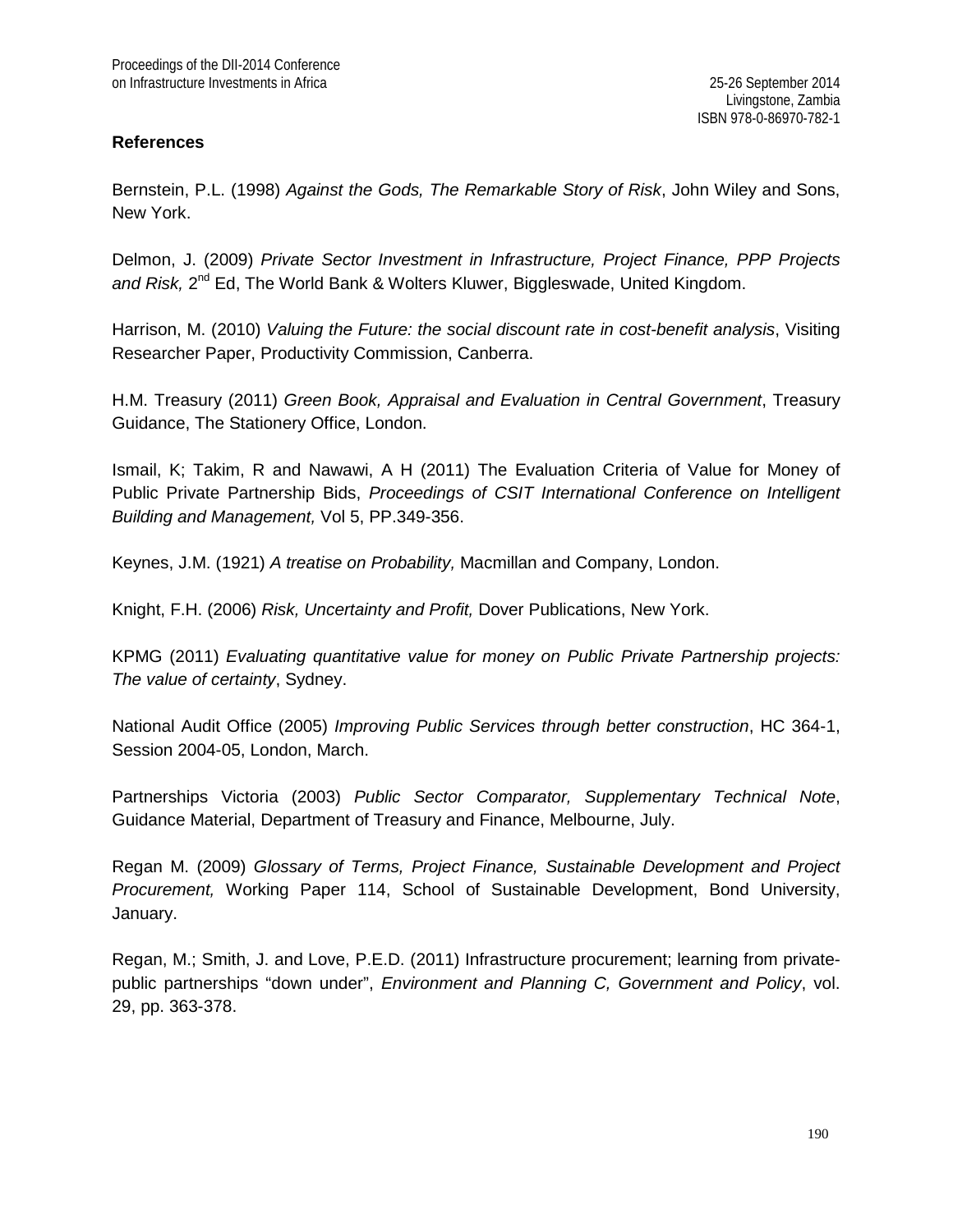## References

Bernstein, P.L. (1998) *Against the Gods, The Remarkable Story of Risk*, John Wiley and Sons, New York.

Delmon, J. (2009) *Private Sector Investment in Infrastructure, Project Finance, PPP Projects and Risk,* 2nd Ed, The World Bank & Wolters Kluwer, Biggleswade, United Kingdom.

Harrison, M. (2010) *Valuing the Future: the social discount rate in cost-benefit analysis*, Visiting Researcher Paper, Productivity Commission, Canberra.

H.M. Treasury (2011) *Green Book, Appraisal and Evaluation in Central Government*, Treasury Guidance, The Stationery Office, London.

Ismail, K; Takim, R and Nawawi, A H (2011) The Evaluation Criteria of Value for Money of Public Private Partnership Bids, *Proceedings of CSIT International Conference on Intelligent Building and Management,* Vol 5, PP.349-356.

Keynes, J.M. (1921) *A treatise on Probability,* Macmillan and Company, London.

Knight, F.H. (2006) *Risk, Uncertainty and Profit,* Dover Publications, New York.

KPMG (2011) *Evaluating quantitative value for money on Public Private Partnership projects: The value of certainty*, Sydney.

National Audit Office (2005) *Improving Public Services through better construction*, HC 364-1, Session 2004-05, London, March.

Partnerships Victoria (2003) *Public Sector Comparator, Supplementary Technical Note*, Guidance Material, Department of Treasury and Finance, Melbourne, July.

Regan M. (2009) *Glossary of Terms, Project Finance, Sustainable Development and Project Procurement,* Working Paper 114, School of Sustainable Development, Bond University, January.

Regan, M.; Smith, J. and Love, P.E.D. (2011) Infrastructure procurement; learning from private-public partnerships "down under", *Environment and Planning C, Government and Policy*, vol. 29, pp. 363-378.